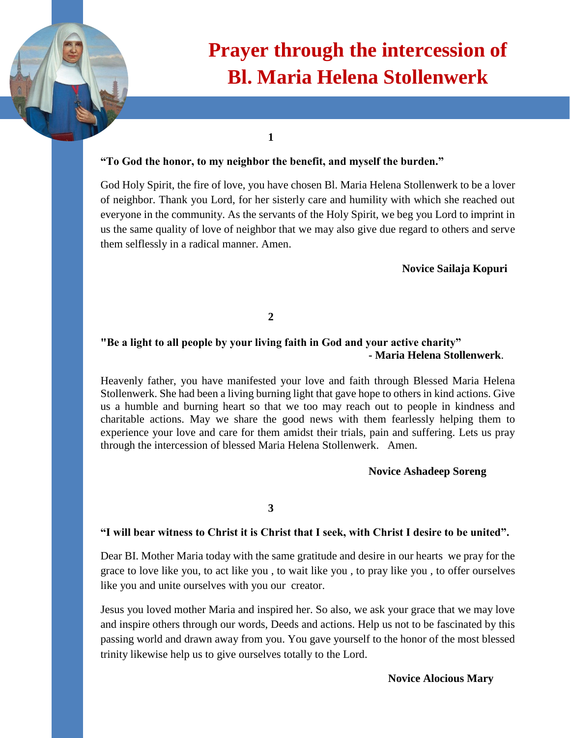# Prayer through the intercession of Bl. Maria Helena Stollenwerk

## 1

**"To God the honor, to my neighbor the benefit, and myself the burden."**

God Holy Spirit, the fire of love, you have chosen Bl. Maria Helena Stollenwerk to be a lover of neighbor. Thank you Lord, for her sisterly care and humility with which she reached out everyone in the community. As the servants of the Holy Spirit, we beg you Lord to imprint in us the same quality of love of neighbor that we may also give due regard to others and serve them selflessly in a radical manner. Amen.

**Novice Sailaja Kopuri**

## 2

**"Be a light to all people by your living faith in God and your active charity"**
**- Maria Helena Stollenwerk**.

Heavenly father, you have manifested your love and faith through Blessed Maria Helena Stollenwerk. She had been a living burning light that gave hope to others in kind actions. Give us a humble and burning heart so that we too may reach out to people in kindness and charitable actions. May we share the good news with them fearlessly helping them to experience your love and care for them amidst their trials, pain and suffering. Lets us pray through the intercession of blessed Maria Helena Stollenwerk. Amen.

**Novice Ashadeep Soreng**

## 3

**"I will bear witness to Christ it is Christ that I seek, with Christ I desire to be united".**

Dear BI. Mother Maria today with the same gratitude and desire in our hearts we pray for the grace to love like you, to act like you , to wait like you , to pray like you , to offer ourselves like you and unite ourselves with you our creator.

Jesus you loved mother Maria and inspired her. So also, we ask your grace that we may love and inspire others through our words, Deeds and actions. Help us not to be fascinated by this passing world and drawn away from you. You gave yourself to the honor of the most blessed trinity likewise help us to give ourselves totally to the Lord.

**Novice Alocious Mary**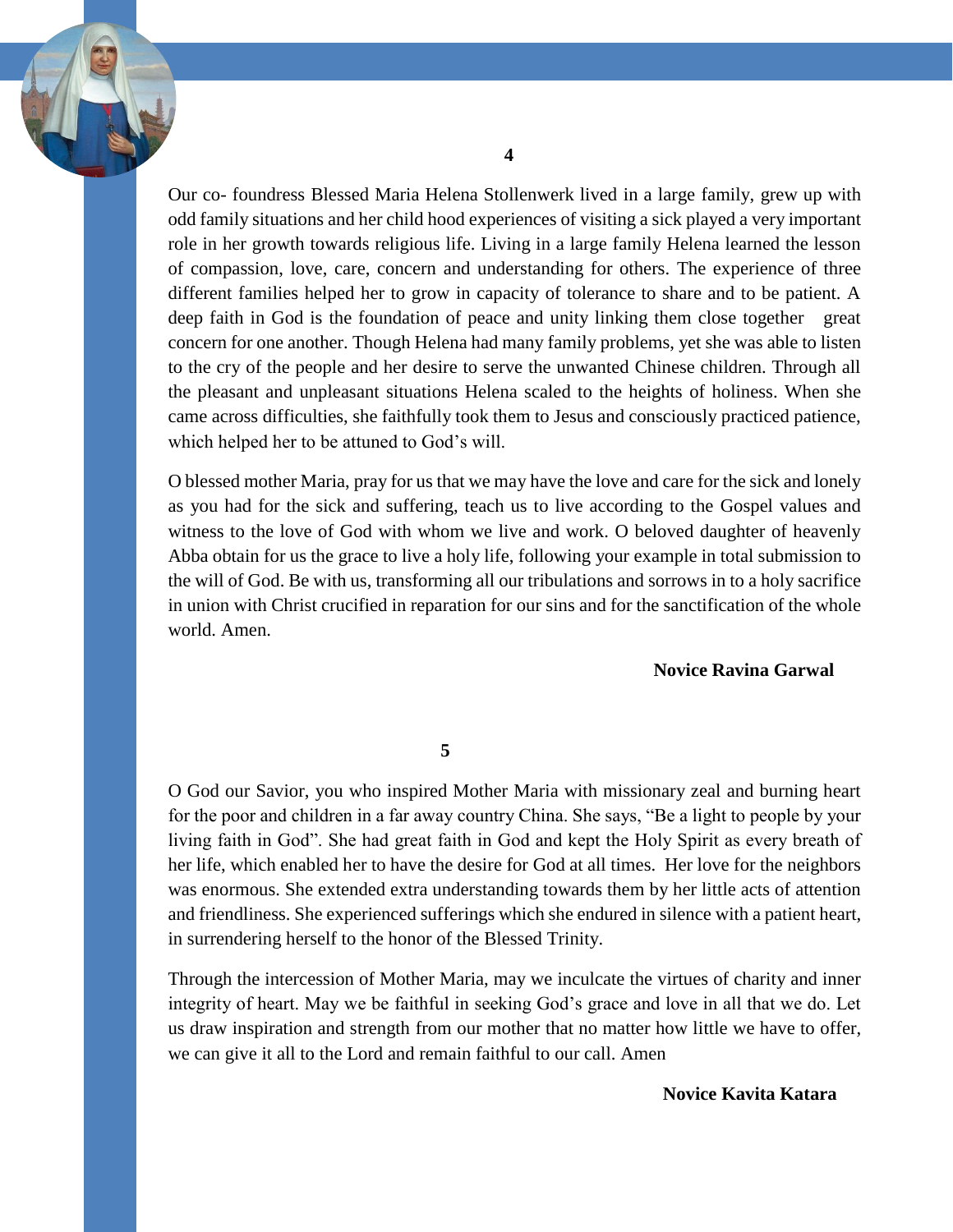**4**

Our co- foundress Blessed Maria Helena Stollenwerk lived in a large family, grew up with odd family situations and her child hood experiences of visiting a sick played a very important role in her growth towards religious life. Living in a large family Helena learned the lesson of compassion, love, care, concern and understanding for others. The experience of three different families helped her to grow in capacity of tolerance to share and to be patient. A deep faith in God is the foundation of peace and unity linking them close together great concern for one another. Though Helena had many family problems, yet she was able to listen to the cry of the people and her desire to serve the unwanted Chinese children. Through all the pleasant and unpleasant situations Helena scaled to the heights of holiness. When she came across difficulties, she faithfully took them to Jesus and consciously practiced patience, which helped her to be attuned to God's will.

O blessed mother Maria, pray for us that we may have the love and care for the sick and lonely as you had for the sick and suffering, teach us to live according to the Gospel values and witness to the love of God with whom we live and work. O beloved daughter of heavenly Abba obtain for us the grace to live a holy life, following your example in total submission to the will of God. Be with us, transforming all our tribulations and sorrows in to a holy sacrifice in union with Christ crucified in reparation for our sins and for the sanctification of the whole world. Amen.

**Novice Ravina Garwal**

**5**

O God our Savior, you who inspired Mother Maria with missionary zeal and burning heart for the poor and children in a far away country China. She says, "Be a light to people by your living faith in God". She had great faith in God and kept the Holy Spirit as every breath of her life, which enabled her to have the desire for God at all times. Her love for the neighbors was enormous. She extended extra understanding towards them by her little acts of attention and friendliness. She experienced sufferings which she endured in silence with a patient heart, in surrendering herself to the honor of the Blessed Trinity.

Through the intercession of Mother Maria, may we inculcate the virtues of charity and inner integrity of heart. May we be faithful in seeking God's grace and love in all that we do. Let us draw inspiration and strength from our mother that no matter how little we have to offer, we can give it all to the Lord and remain faithful to our call. Amen

**Novice Kavita Katara**